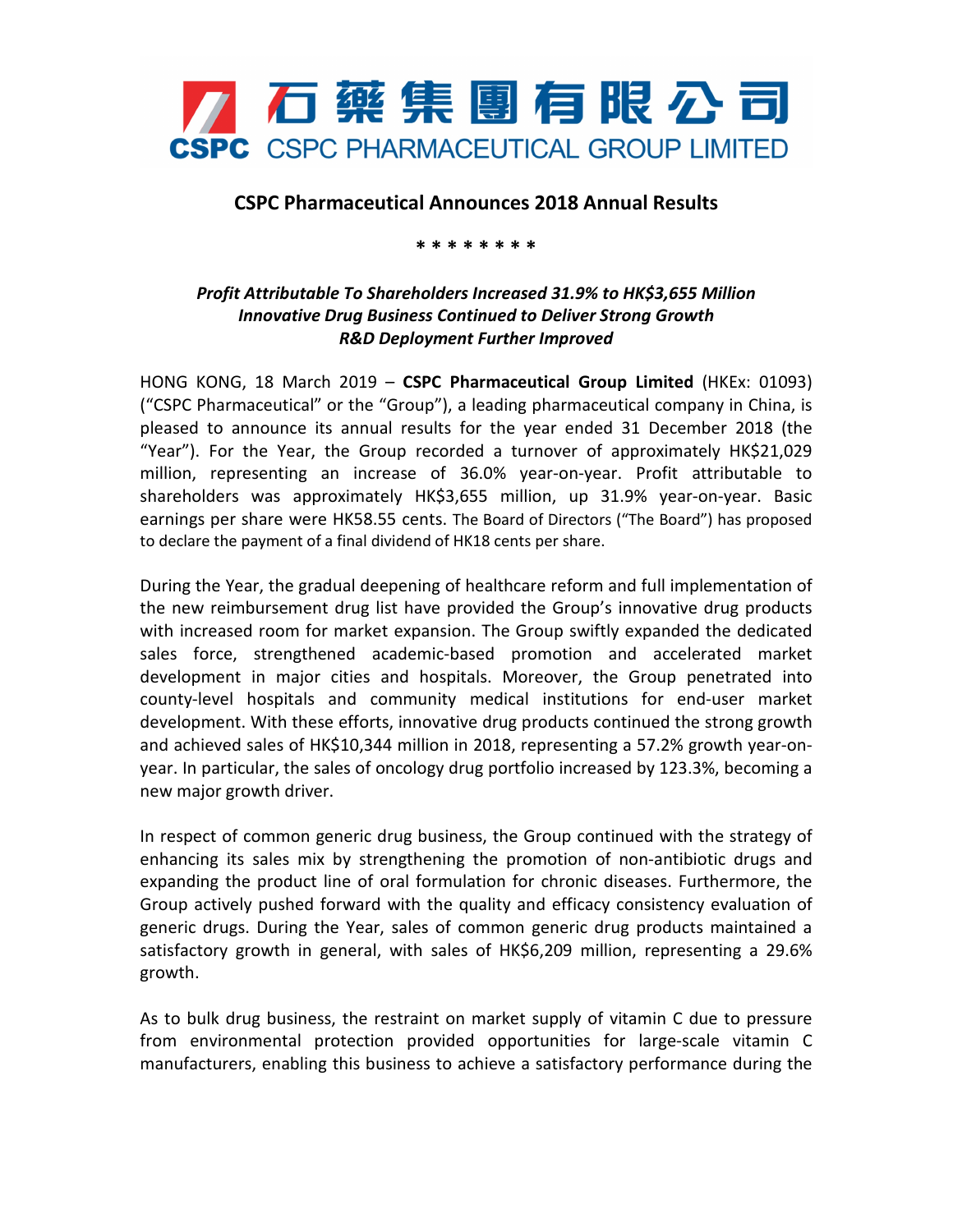石藥集團有限公司
CSPC PHARMACEUTICAL GROUP LIMITED

# CSPC Pharmaceutical Announces 2018 Annual Results

\* \* \* \* \* \* \* \*

***Profit Attributable To Shareholders Increased 31.9% to HK$3,655 Million***
***Innovative Drug Business Continued to Deliver Strong Growth***
***R&D Deployment Further Improved***

HONG KONG, 18 March 2019 – **CSPC Pharmaceutical Group Limited** (HKEx: 01093) ("CSPC Pharmaceutical" or the "Group"), a leading pharmaceutical company in China, is pleased to announce its annual results for the year ended 31 December 2018 (the "Year"). For the Year, the Group recorded a turnover of approximately HK$21,029 million, representing an increase of 36.0% year-on-year. Profit attributable to shareholders was approximately HK$3,655 million, up 31.9% year-on-year. Basic earnings per share were HK58.55 cents. The Board of Directors ("The Board") has proposed to declare the payment of a final dividend of HK18 cents per share.

During the Year, the gradual deepening of healthcare reform and full implementation of the new reimbursement drug list have provided the Group's innovative drug products with increased room for market expansion. The Group swiftly expanded the dedicated sales force, strengthened academic-based promotion and accelerated market development in major cities and hospitals. Moreover, the Group penetrated into county-level hospitals and community medical institutions for end-user market development. With these efforts, innovative drug products continued the strong growth and achieved sales of HK$10,344 million in 2018, representing a 57.2% growth year-on-year. In particular, the sales of oncology drug portfolio increased by 123.3%, becoming a new major growth driver.

In respect of common generic drug business, the Group continued with the strategy of enhancing its sales mix by strengthening the promotion of non-antibiotic drugs and expanding the product line of oral formulation for chronic diseases. Furthermore, the Group actively pushed forward with the quality and efficacy consistency evaluation of generic drugs. During the Year, sales of common generic drug products maintained a satisfactory growth in general, with sales of HK$6,209 million, representing a 29.6% growth.

As to bulk drug business, the restraint on market supply of vitamin C due to pressure from environmental protection provided opportunities for large-scale vitamin C manufacturers, enabling this business to achieve a satisfactory performance during the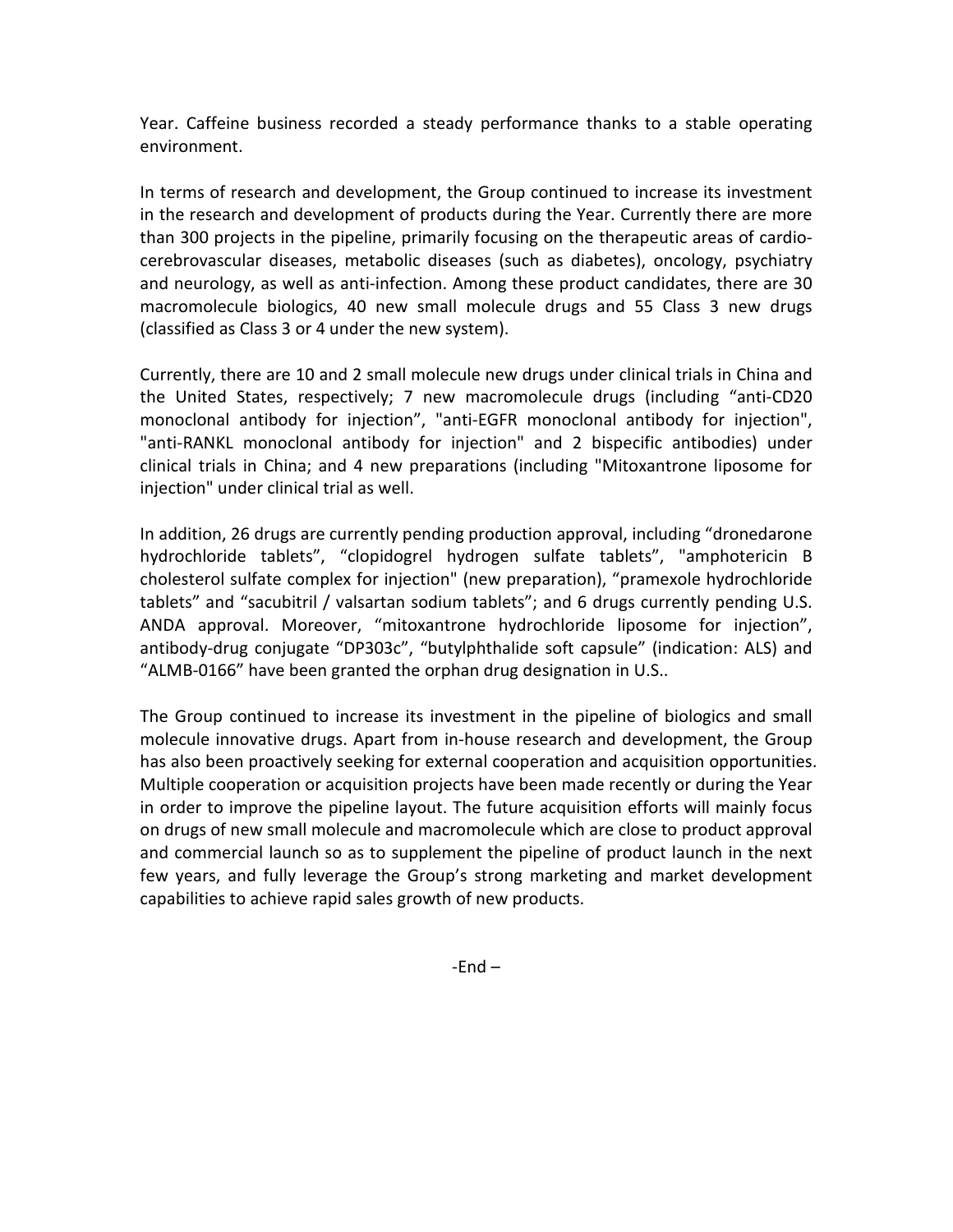Year. Caffeine business recorded a steady performance thanks to a stable operating environment.

In terms of research and development, the Group continued to increase its investment in the research and development of products during the Year. Currently there are more than 300 projects in the pipeline, primarily focusing on the therapeutic areas of cardio-cerebrovascular diseases, metabolic diseases (such as diabetes), oncology, psychiatry and neurology, as well as anti-infection. Among these product candidates, there are 30 macromolecule biologics, 40 new small molecule drugs and 55 Class 3 new drugs (classified as Class 3 or 4 under the new system).

Currently, there are 10 and 2 small molecule new drugs under clinical trials in China and the United States, respectively; 7 new macromolecule drugs (including "anti-CD20 monoclonal antibody for injection", "anti-EGFR monoclonal antibody for injection", "anti-RANKL monoclonal antibody for injection" and 2 bispecific antibodies) under clinical trials in China; and 4 new preparations (including "Mitoxantrone liposome for injection" under clinical trial as well.

In addition, 26 drugs are currently pending production approval, including "dronedarone hydrochloride tablets", "clopidogrel hydrogen sulfate tablets", "amphotericin B cholesterol sulfate complex for injection" (new preparation), "pramexole hydrochloride tablets" and "sacubitril / valsartan sodium tablets"; and 6 drugs currently pending U.S. ANDA approval. Moreover, "mitoxantrone hydrochloride liposome for injection", antibody-drug conjugate "DP303c", "butylphthalide soft capsule" (indication: ALS) and "ALMB-0166" have been granted the orphan drug designation in U.S..

The Group continued to increase its investment in the pipeline of biologics and small molecule innovative drugs. Apart from in-house research and development, the Group has also been proactively seeking for external cooperation and acquisition opportunities. Multiple cooperation or acquisition projects have been made recently or during the Year in order to improve the pipeline layout. The future acquisition efforts will mainly focus on drugs of new small molecule and macromolecule which are close to product approval and commercial launch so as to supplement the pipeline of product launch in the next few years, and fully leverage the Group's strong marketing and market development capabilities to achieve rapid sales growth of new products.

-End –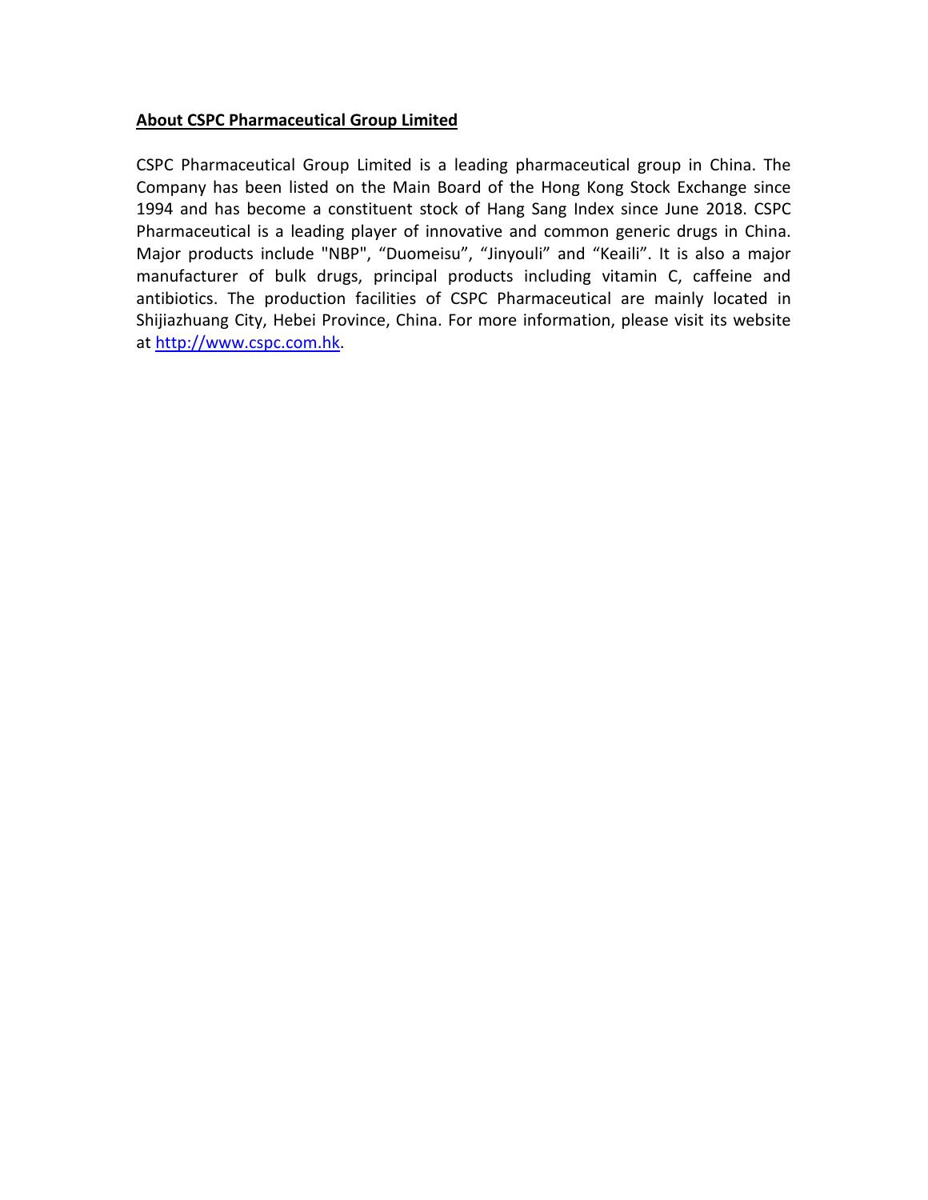**About CSPC Pharmaceutical Group Limited**

CSPC Pharmaceutical Group Limited is a leading pharmaceutical group in China. The Company has been listed on the Main Board of the Hong Kong Stock Exchange since 1994 and has become a constituent stock of Hang Sang Index since June 2018. CSPC Pharmaceutical is a leading player of innovative and common generic drugs in China. Major products include "NBP", "Duomeisu", "Jinyouli" and "Keaili". It is also a major manufacturer of bulk drugs, principal products including vitamin C, caffeine and antibiotics. The production facilities of CSPC Pharmaceutical are mainly located in Shijiazhuang City, Hebei Province, China. For more information, please visit its website at http://www.cspc.com.hk.